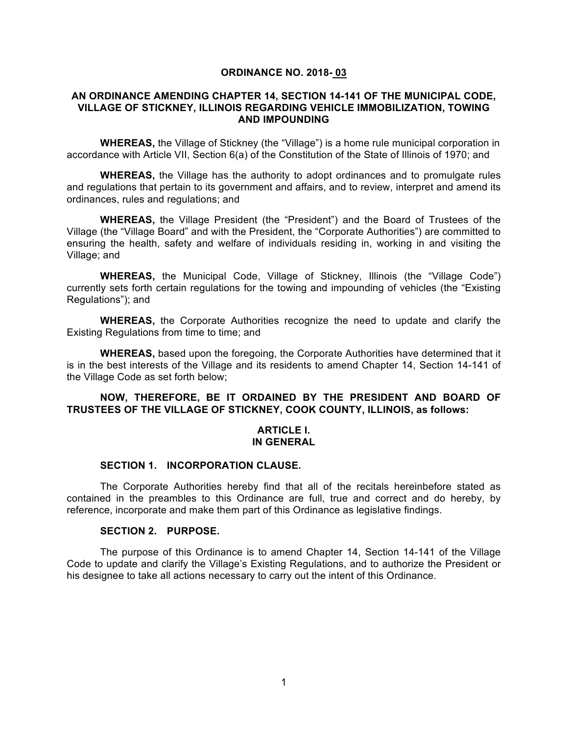**ORDINANCE NO. 2018- 03**

**AN ORDINANCE AMENDING CHAPTER 14, SECTION 14-141 OF THE MUNICIPAL CODE, VILLAGE OF STICKNEY, ILLINOIS REGARDING VEHICLE IMMOBILIZATION, TOWING AND IMPOUNDING**

**WHEREAS,** the Village of Stickney (the "Village") is a home rule municipal corporation in accordance with Article VII, Section 6(a) of the Constitution of the State of Illinois of 1970; and

**WHEREAS,** the Village has the authority to adopt ordinances and to promulgate rules and regulations that pertain to its government and affairs, and to review, interpret and amend its ordinances, rules and regulations; and

**WHEREAS,** the Village President (the "President") and the Board of Trustees of the Village (the "Village Board" and with the President, the "Corporate Authorities") are committed to ensuring the health, safety and welfare of individuals residing in, working in and visiting the Village; and

**WHEREAS,** the Municipal Code, Village of Stickney, Illinois (the "Village Code") currently sets forth certain regulations for the towing and impounding of vehicles (the "Existing Regulations"); and

**WHEREAS,** the Corporate Authorities recognize the need to update and clarify the Existing Regulations from time to time; and

**WHEREAS,** based upon the foregoing, the Corporate Authorities have determined that it is in the best interests of the Village and its residents to amend Chapter 14, Section 14-141 of the Village Code as set forth below;

**NOW, THEREFORE, BE IT ORDAINED BY THE PRESIDENT AND BOARD OF TRUSTEES OF THE VILLAGE OF STICKNEY, COOK COUNTY, ILLINOIS, as follows:**

## ARTICLE I. IN GENERAL

### SECTION 1. INCORPORATION CLAUSE.

The Corporate Authorities hereby find that all of the recitals hereinbefore stated as contained in the preambles to this Ordinance are full, true and correct and do hereby, by reference, incorporate and make them part of this Ordinance as legislative findings.

### SECTION 2. PURPOSE.

The purpose of this Ordinance is to amend Chapter 14, Section 14-141 of the Village Code to update and clarify the Village's Existing Regulations, and to authorize the President or his designee to take all actions necessary to carry out the intent of this Ordinance.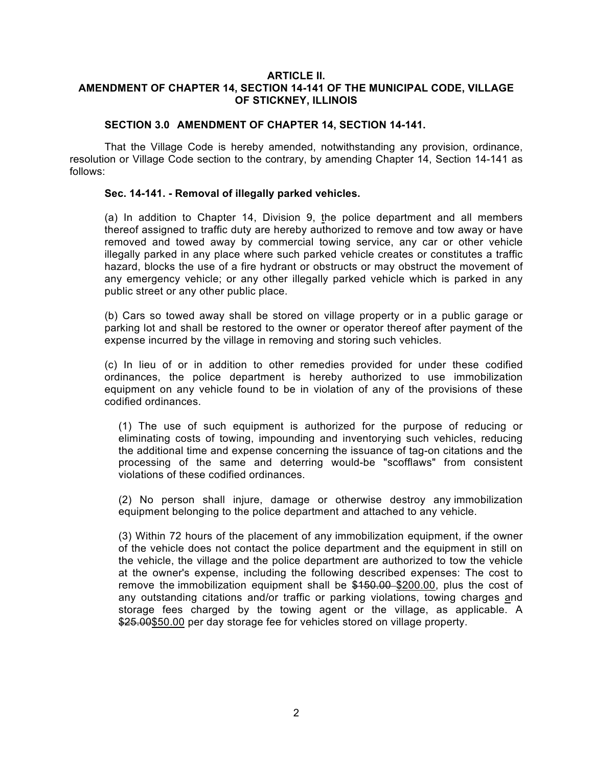**ARTICLE II.**
**AMENDMENT OF CHAPTER 14, SECTION 14-141 OF THE MUNICIPAL CODE, VILLAGE OF STICKNEY, ILLINOIS**

**SECTION 3.0 AMENDMENT OF CHAPTER 14, SECTION 14-141.**

That the Village Code is hereby amended, notwithstanding any provision, ordinance, resolution or Village Code section to the contrary, by amending Chapter 14, Section 14-141 as follows:

**Sec. 14-141. - Removal of illegally parked vehicles.**

(a) In addition to Chapter 14, Division 9, the police department and all members thereof assigned to traffic duty are hereby authorized to remove and tow away or have removed and towed away by commercial towing service, any car or other vehicle illegally parked in any place where such parked vehicle creates or constitutes a traffic hazard, blocks the use of a fire hydrant or obstructs or may obstruct the movement of any emergency vehicle; or any other illegally parked vehicle which is parked in any public street or any other public place.

(b) Cars so towed away shall be stored on village property or in a public garage or parking lot and shall be restored to the owner or operator thereof after payment of the expense incurred by the village in removing and storing such vehicles.

(c) In lieu of or in addition to other remedies provided for under these codified ordinances, the police department is hereby authorized to use immobilization equipment on any vehicle found to be in violation of any of the provisions of these codified ordinances.

(1) The use of such equipment is authorized for the purpose of reducing or eliminating costs of towing, impounding and inventorying such vehicles, reducing the additional time and expense concerning the issuance of tag-on citations and the processing of the same and deterring would-be "scofflaws" from consistent violations of these codified ordinances.

(2) No person shall injure, damage or otherwise destroy any immobilization equipment belonging to the police department and attached to any vehicle.

(3) Within 72 hours of the placement of any immobilization equipment, if the owner of the vehicle does not contact the police department and the equipment in still on the vehicle, the village and the police department are authorized to tow the vehicle at the owner's expense, including the following described expenses: The cost to remove the immobilization equipment shall be ~~$150.00~~ $200.00, plus the cost of any outstanding citations and/or traffic or parking violations, towing charges and storage fees charged by the towing agent or the village, as applicable. A ~~$25.00~~$50.00 per day storage fee for vehicles stored on village property.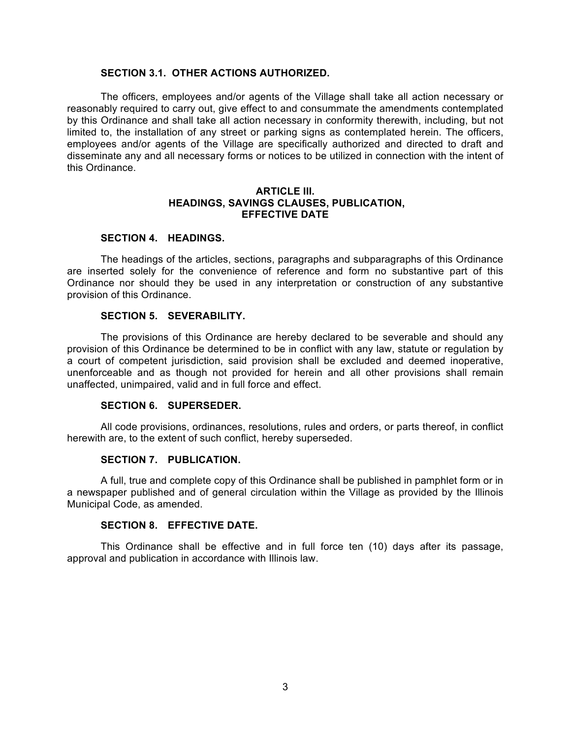**SECTION 3.1. OTHER ACTIONS AUTHORIZED.**

The officers, employees and/or agents of the Village shall take all action necessary or reasonably required to carry out, give effect to and consummate the amendments contemplated by this Ordinance and shall take all action necessary in conformity therewith, including, but not limited to, the installation of any street or parking signs as contemplated herein. The officers, employees and/or agents of the Village are specifically authorized and directed to draft and disseminate any and all necessary forms or notices to be utilized in connection with the intent of this Ordinance.

## ARTICLE III.
## HEADINGS, SAVINGS CLAUSES, PUBLICATION, EFFECTIVE DATE

**SECTION 4. HEADINGS.**

The headings of the articles, sections, paragraphs and subparagraphs of this Ordinance are inserted solely for the convenience of reference and form no substantive part of this Ordinance nor should they be used in any interpretation or construction of any substantive provision of this Ordinance.

**SECTION 5. SEVERABILITY.**

The provisions of this Ordinance are hereby declared to be severable and should any provision of this Ordinance be determined to be in conflict with any law, statute or regulation by a court of competent jurisdiction, said provision shall be excluded and deemed inoperative, unenforceable and as though not provided for herein and all other provisions shall remain unaffected, unimpaired, valid and in full force and effect.

**SECTION 6. SUPERSEDER.**

All code provisions, ordinances, resolutions, rules and orders, or parts thereof, in conflict herewith are, to the extent of such conflict, hereby superseded.

**SECTION 7. PUBLICATION.**

A full, true and complete copy of this Ordinance shall be published in pamphlet form or in a newspaper published and of general circulation within the Village as provided by the Illinois Municipal Code, as amended.

**SECTION 8. EFFECTIVE DATE.**

This Ordinance shall be effective and in full force ten (10) days after its passage, approval and publication in accordance with Illinois law.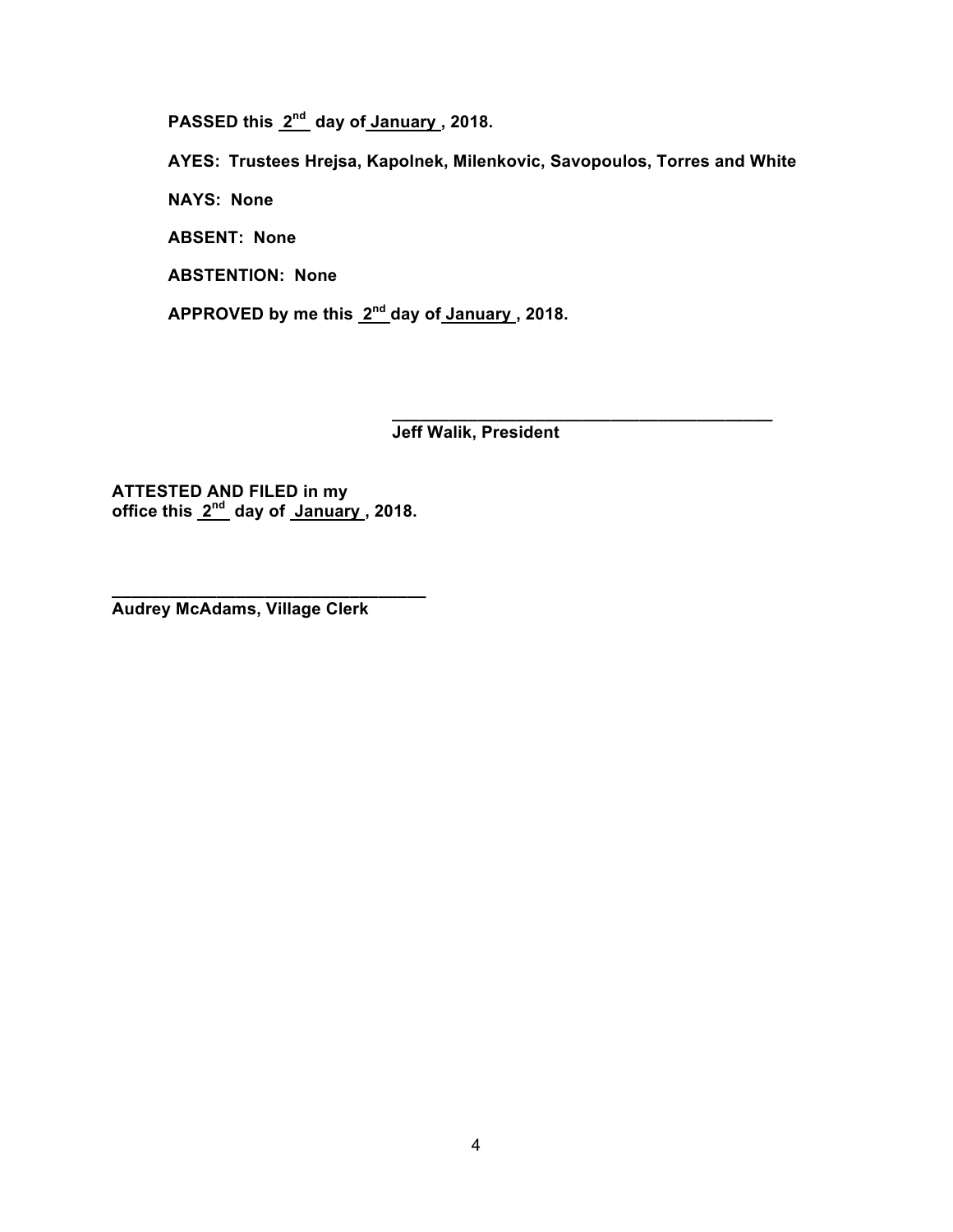**PASSED this 2nd day of January, 2018.**

**AYES: Trustees Hrejsa, Kapolnek, Milenkovic, Savopoulos, Torres and White**

**NAYS: None**

**ABSENT: None**

**ABSTENTION: None**

**APPROVED by me this 2nd day of January, 2018.**

\_\_\_\_\_\_\_\_\_\_\_\_\_\_\_\_\_\_\_\_\_\_\_\_\_\_\_\_\_\_\_\_\_\_\_\_\_\_\_\_\_\_
**Jeff Walik, President**

**ATTESTED AND FILED in my office this 2nd day of January, 2018.**

\_\_\_\_\_\_\_\_\_\_\_\_\_\_\_\_\_\_\_\_\_\_\_\_\_\_\_\_\_\_\_\_\_\_
**Audrey McAdams, Village Clerk**